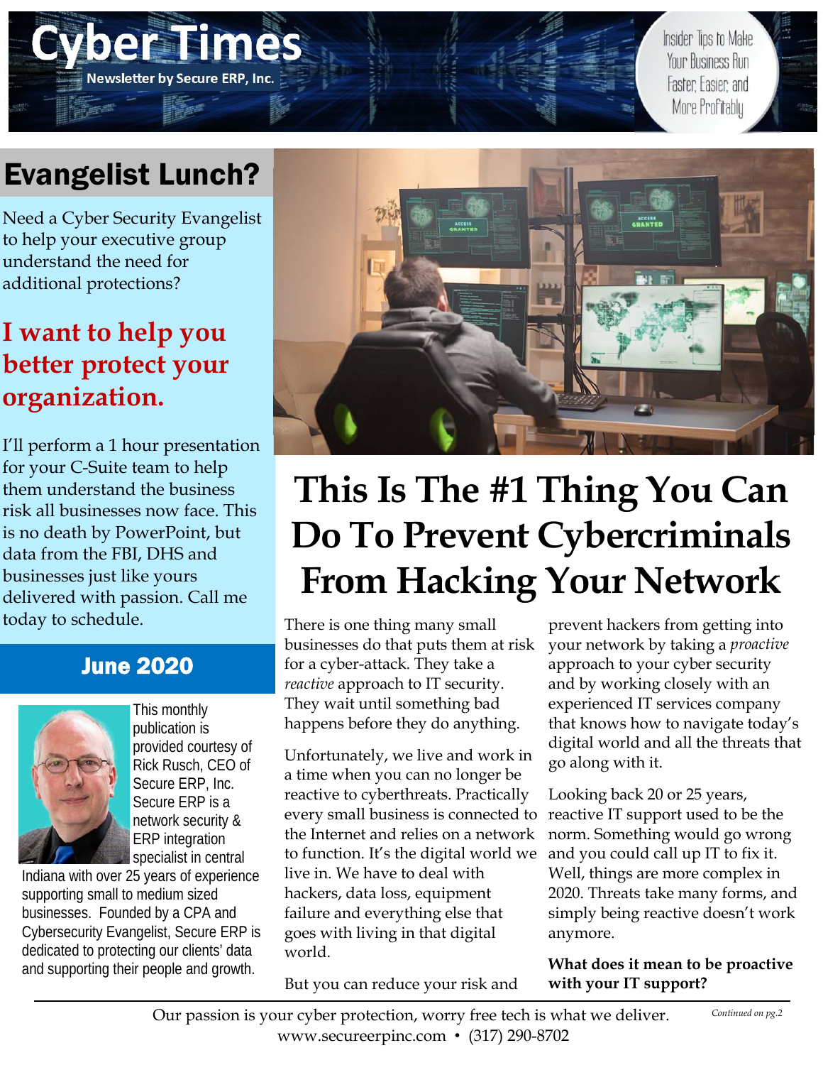# Cyber Times

Newsletter by Secure ERP, Inc.

Insider Tips to Make Your Business Run Faster, Easier, and More Profitably

## Evangelist Lunch?

Need a Cyber Security Evangelist to help your executive group understand the need for additional protections?

**I want to help you better protect your organization.**

I'll perform a 1 hour presentation for your C-Suite team to help them understand the business risk all businesses now face. This is no death by PowerPoint, but data from the FBI, DHS and businesses just like yours delivered with passion. Call me today to schedule.

**June 2020**

This monthly publication is provided courtesy of Rick Rusch, CEO of Secure ERP, Inc. Secure ERP is a network security & ERP integration specialist in central Indiana with over 25 years of experience supporting small to medium sized businesses. Founded by a CPA and Cybersecurity Evangelist, Secure ERP is dedicated to protecting our clients' data and supporting their people and growth.

# This Is The #1 Thing You Can Do To Prevent Cybercriminals From Hacking Your Network

There is one thing many small businesses do that puts them at risk for a cyber-attack. They take a *reactive* approach to IT security. They wait until something bad happens before they do anything.

Unfortunately, we live and work in a time when you can no longer be reactive to cyberthreats. Practically every small business is connected to the Internet and relies on a network to function. It's the digital world we live in. We have to deal with hackers, data loss, equipment failure and everything else that goes with living in that digital world.

But you can reduce your risk and prevent hackers from getting into your network by taking a *proactive* approach to your cyber security and by working closely with an experienced IT services company that knows how to navigate today's digital world and all the threats that go along with it.

Looking back 20 or 25 years, reactive IT support used to be the norm. Something would go wrong and you could call up IT to fix it. Well, things are more complex in 2020. Threats take many forms, and simply being reactive doesn't work anymore.

**What does it mean to be proactive with your IT support?**

*Continued on pg.2*

Our passion is your cyber protection, worry free tech is what we deliver.
www.secureerpinc.com • (317) 290-8702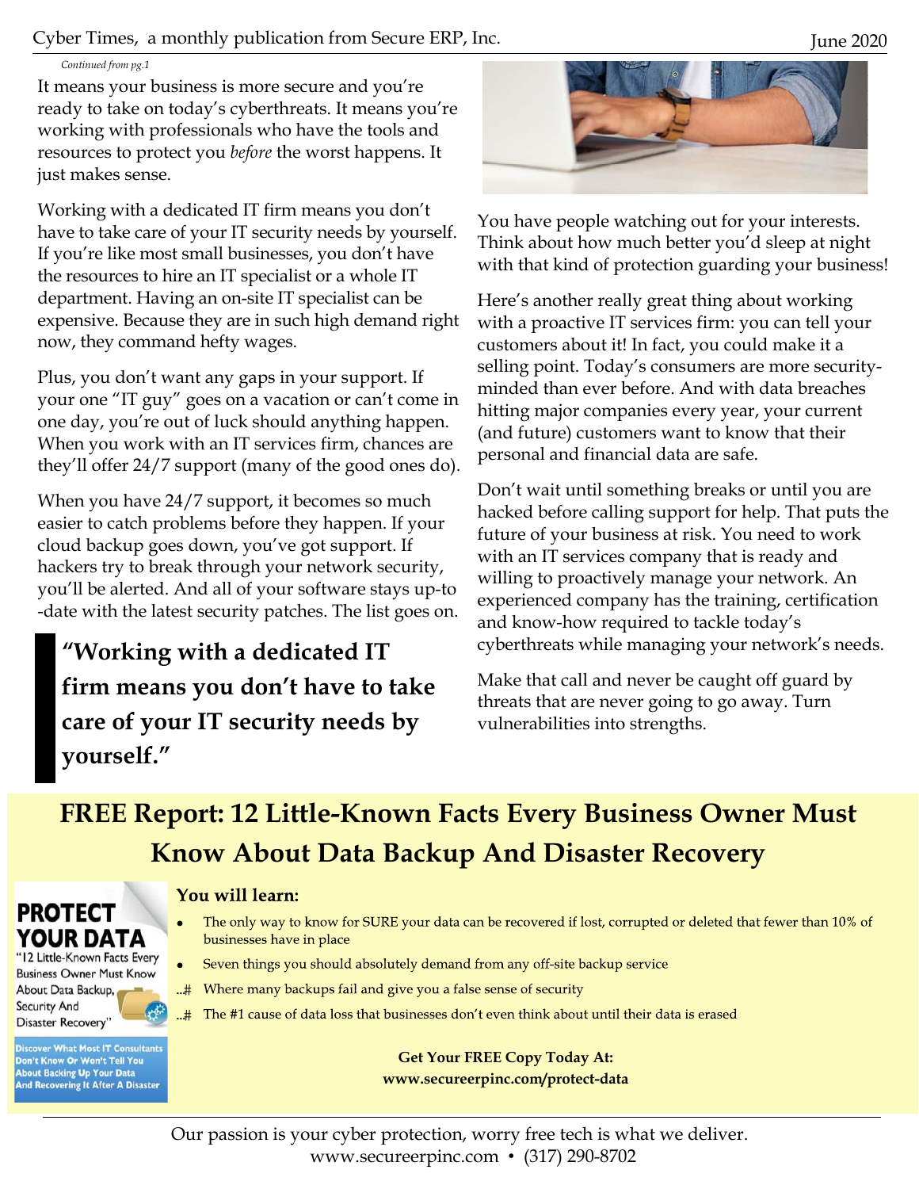*Continued from pg.1*

It means your business is more secure and you're ready to take on today's cyberthreats. It means you're working with professionals who have the tools and resources to protect you *before* the worst happens. It just makes sense.

Working with a dedicated IT firm means you don't have to take care of your IT security needs by yourself. If you're like most small businesses, you don't have the resources to hire an IT specialist or a whole IT department. Having an on-site IT specialist can be expensive. Because they are in such high demand right now, they command hefty wages.

Plus, you don't want any gaps in your support. If your one "IT guy" goes on a vacation or can't come in one day, you're out of luck should anything happen. When you work with an IT services firm, chances are they'll offer 24/7 support (many of the good ones do).

When you have 24/7 support, it becomes so much easier to catch problems before they happen. If your cloud backup goes down, you've got support. If hackers try to break through your network security, you'll be alerted. And all of your software stays up-to-date with the latest security patches. The list goes on.

> **"Working with a dedicated IT firm means you don't have to take care of your IT security needs by yourself."**

You have people watching out for your interests. Think about how much better you'd sleep at night with that kind of protection guarding your business!

Here's another really great thing about working with a proactive IT services firm: you can tell your customers about it! In fact, you could make it a selling point. Today's consumers are more security-minded than ever before. And with data breaches hitting major companies every year, your current (and future) customers want to know that their personal and financial data are safe.

Don't wait until something breaks or until you are hacked before calling support for help. That puts the future of your business at risk. You need to work with an IT services company that is ready and willing to proactively manage your network. An experienced company has the training, certification and know-how required to tackle today's cyberthreats while managing your network's needs.

Make that call and never be caught off guard by threats that are never going to go away. Turn vulnerabilities into strengths.

## FREE Report: 12 Little-Known Facts Every Business Owner Must Know About Data Backup And Disaster Recovery

**PROTECT YOUR DATA**
"12 Little-Known Facts Every Business Owner Must Know About Data Backup, Security And Disaster Recovery"

Discover What Most IT Consultants Don't Know Or Won't Tell You About Backing Up Your Data And Recovering It After A Disaster

**You will learn:**

- The only way to know for SURE your data can be recovered if lost, corrupted or deleted that fewer than 10% of businesses have in place
- Seven things you should absolutely demand from any off-site backup service
- Where many backups fail and give you a false sense of security
- The #1 cause of data loss that businesses don't even think about until their data is erased

**Get Your FREE Copy Today At:**
**www.secureerpinc.com/protect-data**

Our passion is your cyber protection, worry free tech is what we deliver.
www.secureerpinc.com • (317) 290-8702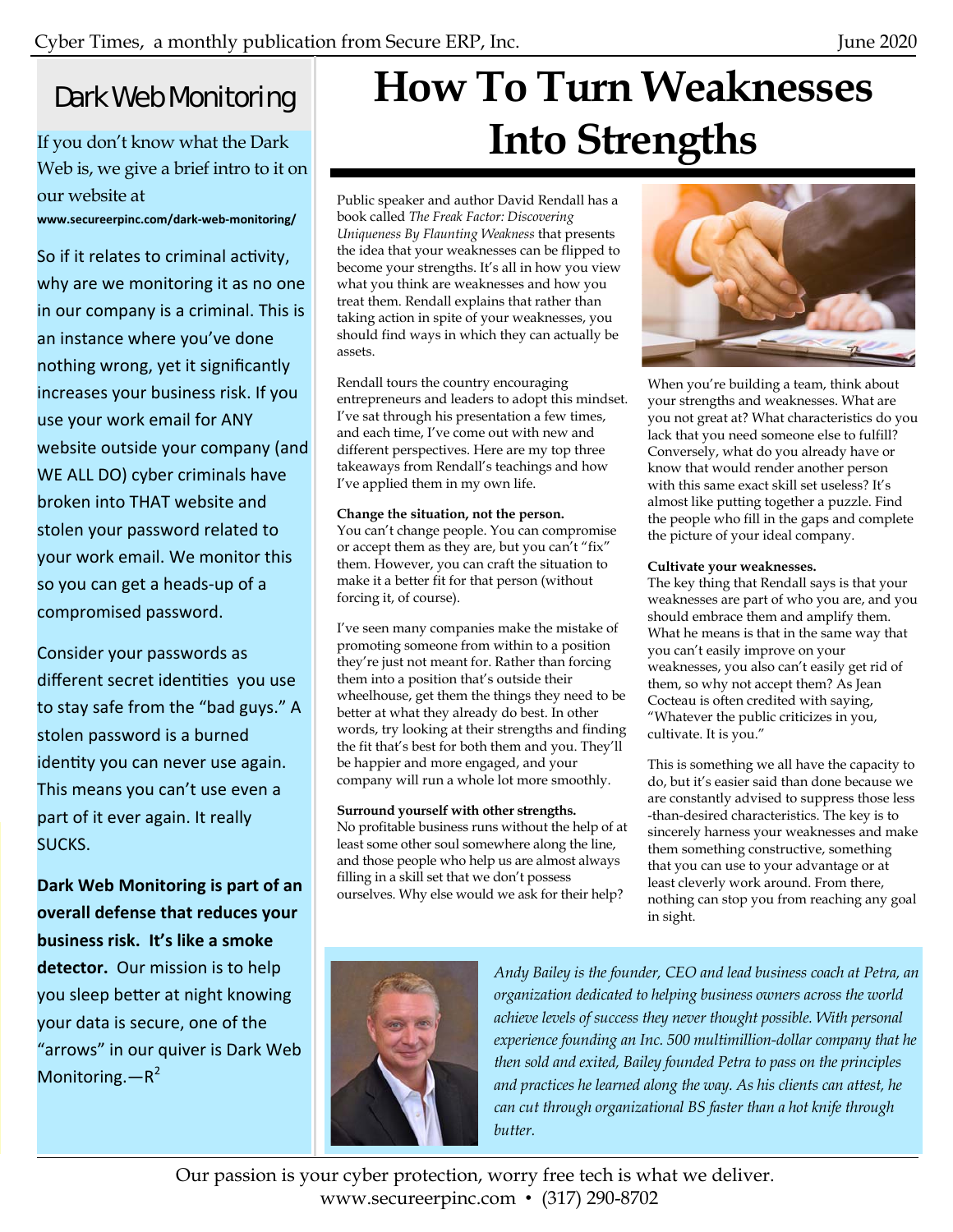## Dark Web Monitoring

If you don't know what the Dark Web is, we give a brief intro to it on our website at **www.secureerpinc.com/dark-web-monitoring/**

So if it relates to criminal activity, why are we monitoring it as no one in our company is a criminal. This is an instance where you've done nothing wrong, yet it significantly increases your business risk. If you use your work email for ANY website outside your company (and WE ALL DO) cyber criminals have broken into THAT website and stolen your password related to your work email. We monitor this so you can get a heads-up of a compromised password.

Consider your passwords as different secret identities you use to stay safe from the "bad guys." A stolen password is a burned identity you can never use again. This means you can't use even a part of it ever again. It really SUCKS.

**Dark Web Monitoring is part of an overall defense that reduces your business risk. It's like a smoke detector.** Our mission is to help you sleep better at night knowing your data is secure, one of the "arrows" in our quiver is Dark Web Monitoring.—$R^2$

# How To Turn Weaknesses Into Strengths

Public speaker and author David Rendall has a book called *The Freak Factor: Discovering Uniqueness By Flaunting Weakness* that presents the idea that your weaknesses can be flipped to become your strengths. It's all in how you view what you think are weaknesses and how you treat them. Rendall explains that rather than taking action in spite of your weaknesses, you should find ways in which they can actually be assets.

Rendall tours the country encouraging entrepreneurs and leaders to adopt this mindset. I've sat through his presentation a few times, and each time, I've come out with new and different perspectives. Here are my top three takeaways from Rendall's teachings and how I've applied them in my own life.

**Change the situation, not the person.**
You can't change people. You can compromise or accept them as they are, but you can't "fix" them. However, you can craft the situation to make it a better fit for that person (without forcing it, of course).

I've seen many companies make the mistake of promoting someone from within to a position they're just not meant for. Rather than forcing them into a position that's outside their wheelhouse, get them the things they need to be better at what they already do best. In other words, try looking at their strengths and finding the fit that's best for both them and you. They'll be happier and more engaged, and your company will run a whole lot more smoothly.

**Surround yourself with other strengths.**
No profitable business runs without the help of at least some other soul somewhere along the line, and those people who help us are almost always filling in a skill set that we don't possess ourselves. Why else would we ask for their help?

When you're building a team, think about your strengths and weaknesses. What are you not great at? What characteristics do you lack that you need someone else to fulfill? Conversely, what do you already have or know that would render another person with this same exact skill set useless? It's almost like putting together a puzzle. Find the people who fill in the gaps and complete the picture of your ideal company.

**Cultivate your weaknesses.**
The key thing that Rendall says is that your weaknesses are part of who you are, and you should embrace them and amplify them. What he means is that in the same way that you can't easily improve on your weaknesses, you also can't easily get rid of them, so why not accept them? As Jean Cocteau is often credited with saying, "Whatever the public criticizes in you, cultivate. It is you."

This is something we all have the capacity to do, but it's easier said than done because we are constantly advised to suppress those less-than-desired characteristics. The key is to sincerely harness your weaknesses and make them something constructive, something that you can use to your advantage or at least cleverly work around. From there, nothing can stop you from reaching any goal in sight.

*Andy Bailey is the founder, CEO and lead business coach at Petra, an organization dedicated to helping business owners across the world achieve levels of success they never thought possible. With personal experience founding an Inc. 500 multimillion-dollar company that he then sold and exited, Bailey founded Petra to pass on the principles and practices he learned along the way. As his clients can attest, he can cut through organizational BS faster than a hot knife through butter.*

Our passion is your cyber protection, worry free tech is what we deliver.
www.secureerpinc.com • (317) 290-8702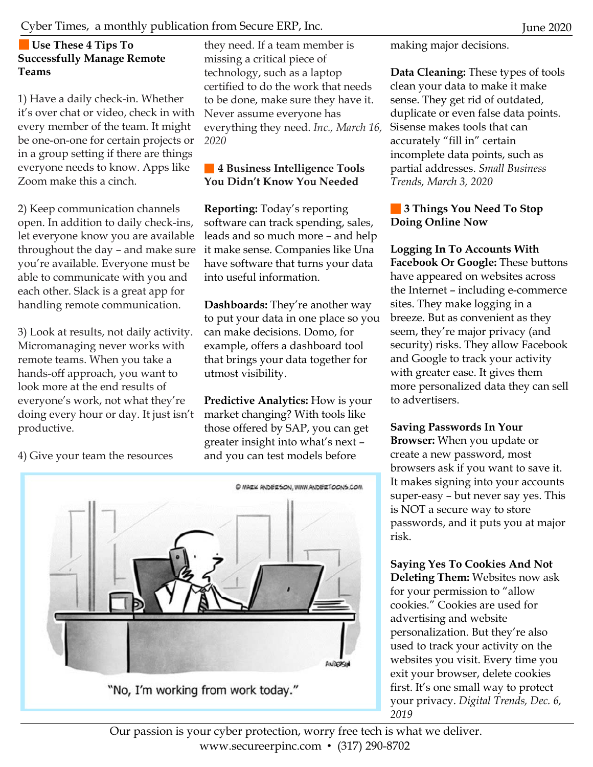## Use These 4 Tips To Successfully Manage Remote Teams

1) Have a daily check-in. Whether it's over chat or video, check in with every member of the team. It might be one-on-one for certain projects or in a group setting if there are things everyone needs to know. Apps like Zoom make this a cinch.

2) Keep communication channels open. In addition to daily check-ins, let everyone know you are available throughout the day – and make sure you're available. Everyone must be able to communicate with you and each other. Slack is a great app for handling remote communication.

3) Look at results, not daily activity. Micromanaging never works with remote teams. When you take a hands-off approach, you want to look more at the end results of everyone's work, not what they're doing every hour or day. It just isn't productive.

4) Give your team the resources they need. If a team member is missing a critical piece of technology, such as a laptop certified to do the work that needs to be done, make sure they have it. Never assume everyone has everything they need. *Inc., March 16, 2020*

## 4 Business Intelligence Tools You Didn't Know You Needed

**Reporting:** Today's reporting software can track spending, sales, leads and so much more – and help it make sense. Companies like Una have software that turns your data into useful information.

**Dashboards:** They're another way to put your data in one place so you can make decisions. Domo, for example, offers a dashboard tool that brings your data together for utmost visibility.

**Predictive Analytics:** How is your market changing? With tools like those offered by SAP, you can get greater insight into what's next – and you can test models before making major decisions.

**Data Cleaning:** These types of tools clean your data to make it make sense. They get rid of outdated, duplicate or even false data points. Sisense makes tools that can accurately "fill in" certain incomplete data points, such as partial addresses. *Small Business Trends, March 3, 2020*

"No, I'm working from work today."

## 3 Things You Need To Stop Doing Online Now

**Logging In To Accounts With Facebook Or Google:** These buttons have appeared on websites across the Internet – including e-commerce sites. They make logging in a breeze. But as convenient as they seem, they're major privacy (and security) risks. They allow Facebook and Google to track your activity with greater ease. It gives them more personalized data they can sell to advertisers.

**Saving Passwords In Your Browser:** When you update or create a new password, most browsers ask if you want to save it. It makes signing into your accounts super-easy – but never say yes. This is NOT a secure way to store passwords, and it puts you at major risk.

**Saying Yes To Cookies And Not Deleting Them:** Websites now ask for your permission to "allow cookies." Cookies are used for advertising and website personalization. But they're also used to track your activity on the websites you visit. Every time you exit your browser, delete cookies first. It's one small way to protect your privacy. *Digital Trends, Dec. 6, 2019*